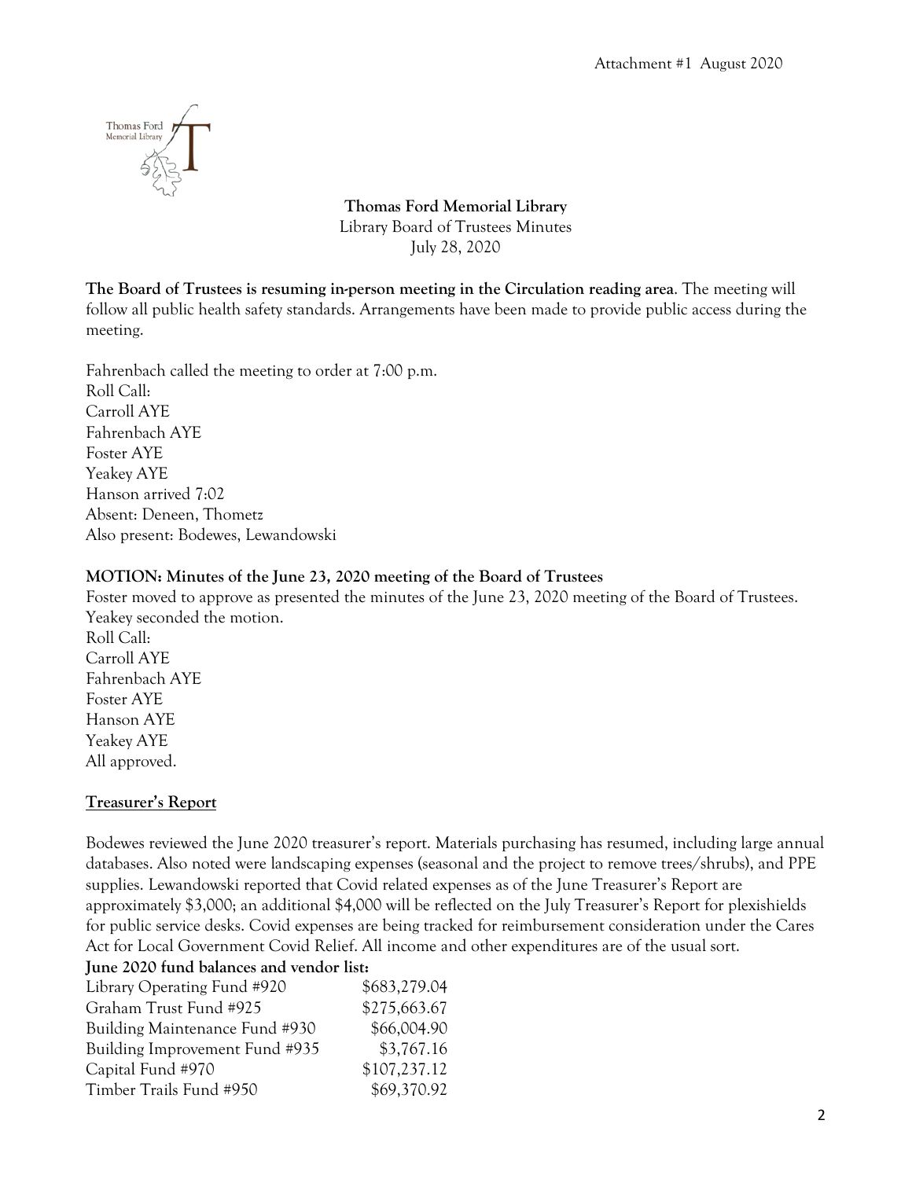Attachment #1 August 2020

**Thomas Ford Memorial Library**
Library Board of Trustees Minutes
July 28, 2020

**The Board of Trustees is resuming in-person meeting in the Circulation reading area**. The meeting will follow all public health safety standards. Arrangements have been made to provide public access during the meeting.

Fahrenbach called the meeting to order at 7:00 p.m.
Roll Call:
Carroll AYE
Fahrenbach AYE
Foster AYE
Yeakey AYE
Hanson arrived 7:02
Absent: Deneen, Thometz
Also present: Bodewes, Lewandowski

**MOTION: Minutes of the June 23, 2020 meeting of the Board of Trustees**
Foster moved to approve as presented the minutes of the June 23, 2020 meeting of the Board of Trustees. Yeakey seconded the motion.
Roll Call:
Carroll AYE
Fahrenbach AYE
Foster AYE
Hanson AYE
Yeakey AYE
All approved.

**Treasurer's Report**

Bodewes reviewed the June 2020 treasurer's report. Materials purchasing has resumed, including large annual databases. Also noted were landscaping expenses (seasonal and the project to remove trees/shrubs), and PPE supplies. Lewandowski reported that Covid related expenses as of the June Treasurer's Report are approximately $3,000; an additional $4,000 will be reflected on the July Treasurer's Report for plexishields for public service desks. Covid expenses are being tracked for reimbursement consideration under the Cares Act for Local Government Covid Relief. All income and other expenditures are of the usual sort.

**June 2020 fund balances and vendor list:**

| Fund | Balance |
|---|---|
| Library Operating Fund #920 | $683,279.04 |
| Graham Trust Fund #925 | $275,663.67 |
| Building Maintenance Fund #930 | $66,004.90 |
| Building Improvement Fund #935 | $3,767.16 |
| Capital Fund #970 | $107,237.12 |
| Timber Trails Fund #950 | $69,370.92 |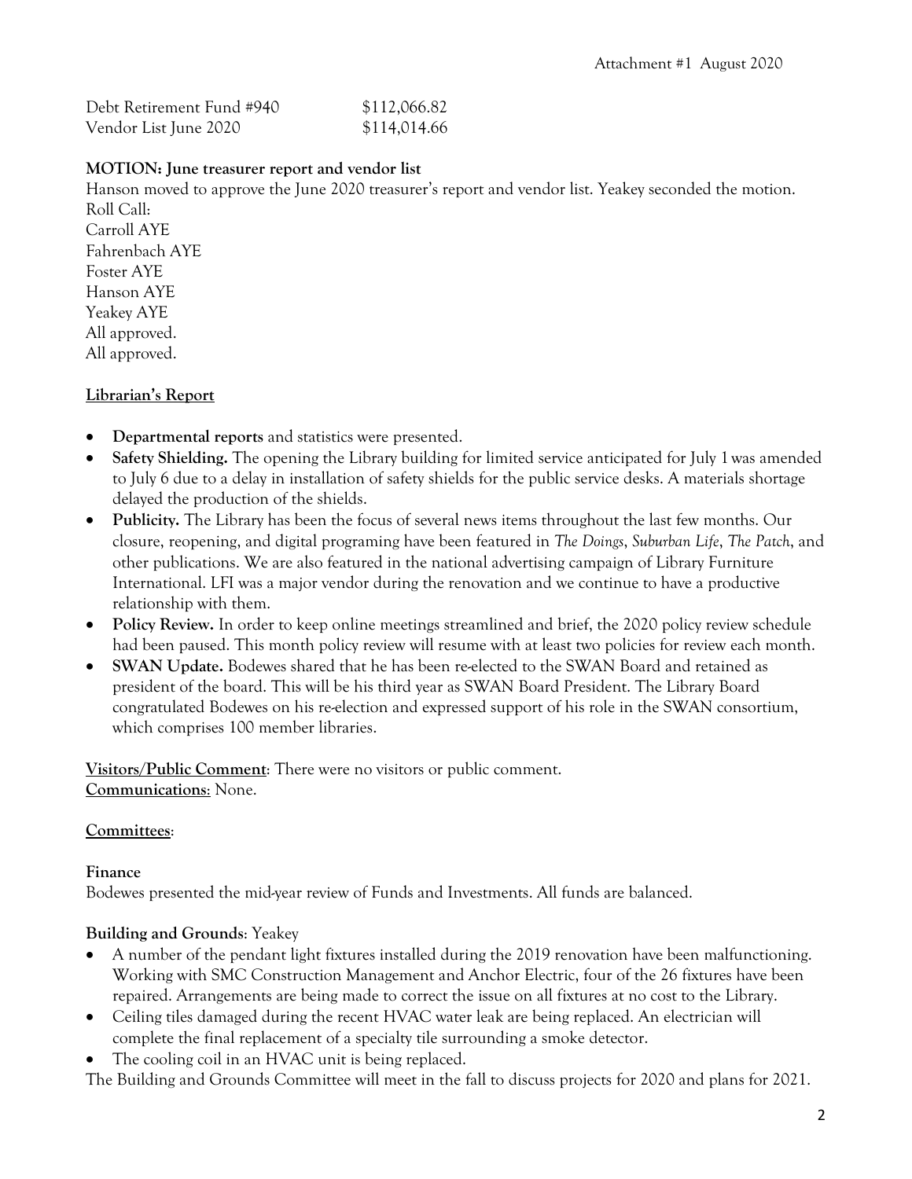Attachment #1 August 2020

| | |
|---|---|
| Debt Retirement Fund #940 | $112,066.82 |
| Vendor List June 2020 | $114,014.66 |

**MOTION: June treasurer report and vendor list**

Hanson moved to approve the June 2020 treasurer's report and vendor list. Yeakey seconded the motion.
Roll Call:
Carroll AYE
Fahrenbach AYE
Foster AYE
Hanson AYE
Yeakey AYE
All approved.
All approved.

**Librarian's Report**

- **Departmental reports** and statistics were presented.
- **Safety Shielding.** The opening the Library building for limited service anticipated for July 1 was amended to July 6 due to a delay in installation of safety shields for the public service desks. A materials shortage delayed the production of the shields.
- **Publicity.** The Library has been the focus of several news items throughout the last few months. Our closure, reopening, and digital programing have been featured in *The Doings*, *Suburban Life*, *The Patch*, and other publications. We are also featured in the national advertising campaign of Library Furniture International. LFI was a major vendor during the renovation and we continue to have a productive relationship with them.
- **Policy Review.** In order to keep online meetings streamlined and brief, the 2020 policy review schedule had been paused. This month policy review will resume with at least two policies for review each month.
- **SWAN Update.** Bodewes shared that he has been re-elected to the SWAN Board and retained as president of the board. This will be his third year as SWAN Board President. The Library Board congratulated Bodewes on his re-election and expressed support of his role in the SWAN consortium, which comprises 100 member libraries.

**Visitors/Public Comment**: There were no visitors or public comment.
**Communications**: None.

**Committees**:

**Finance**

Bodewes presented the mid-year review of Funds and Investments. All funds are balanced.

**Building and Grounds**: Yeakey

- A number of the pendant light fixtures installed during the 2019 renovation have been malfunctioning. Working with SMC Construction Management and Anchor Electric, four of the 26 fixtures have been repaired. Arrangements are being made to correct the issue on all fixtures at no cost to the Library.
- Ceiling tiles damaged during the recent HVAC water leak are being replaced. An electrician will complete the final replacement of a specialty tile surrounding a smoke detector.
- The cooling coil in an HVAC unit is being replaced.

The Building and Grounds Committee will meet in the fall to discuss projects for 2020 and plans for 2021.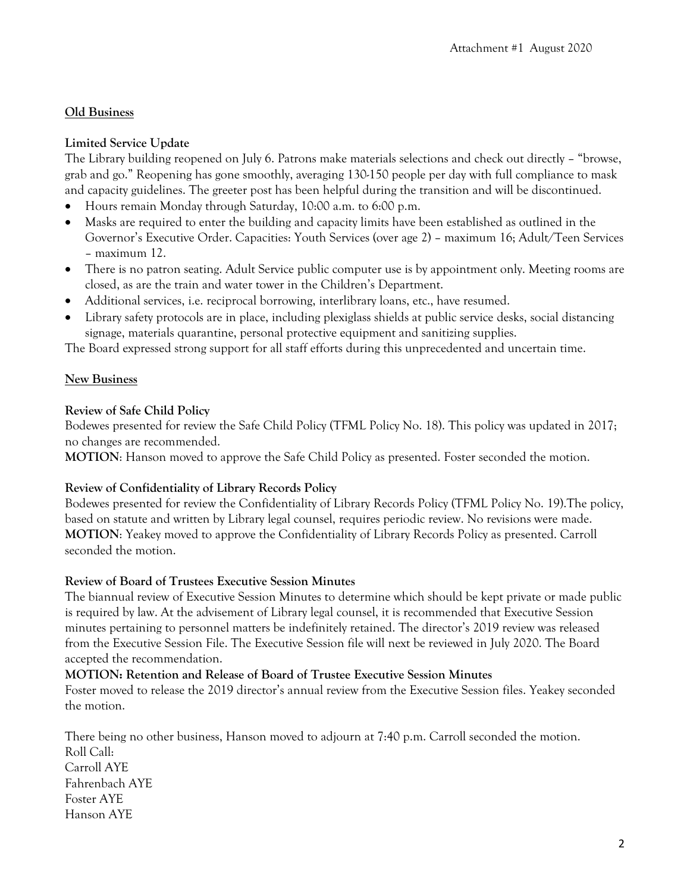Attachment #1 August 2020

**Old Business**

**Limited Service Update**

The Library building reopened on July 6. Patrons make materials selections and check out directly – "browse, grab and go." Reopening has gone smoothly, averaging 130-150 people per day with full compliance to mask and capacity guidelines. The greeter post has been helpful during the transition and will be discontinued.

- Hours remain Monday through Saturday, 10:00 a.m. to 6:00 p.m.
- Masks are required to enter the building and capacity limits have been established as outlined in the Governor's Executive Order. Capacities: Youth Services (over age 2) – maximum 16; Adult/Teen Services – maximum 12.
- There is no patron seating. Adult Service public computer use is by appointment only. Meeting rooms are closed, as are the train and water tower in the Children's Department.
- Additional services, i.e. reciprocal borrowing, interlibrary loans, etc., have resumed.
- Library safety protocols are in place, including plexiglass shields at public service desks, social distancing signage, materials quarantine, personal protective equipment and sanitizing supplies.

The Board expressed strong support for all staff efforts during this unprecedented and uncertain time.

**New Business**

**Review of Safe Child Policy**

Bodewes presented for review the Safe Child Policy (TFML Policy No. 18). This policy was updated in 2017; no changes are recommended.

**MOTION**: Hanson moved to approve the Safe Child Policy as presented. Foster seconded the motion.

**Review of Confidentiality of Library Records Policy**

Bodewes presented for review the Confidentiality of Library Records Policy (TFML Policy No. 19).The policy, based on statute and written by Library legal counsel, requires periodic review. No revisions were made.

**MOTION**: Yeakey moved to approve the Confidentiality of Library Records Policy as presented. Carroll seconded the motion.

**Review of Board of Trustees Executive Session Minutes**

The biannual review of Executive Session Minutes to determine which should be kept private or made public is required by law. At the advisement of Library legal counsel, it is recommended that Executive Session minutes pertaining to personnel matters be indefinitely retained. The director's 2019 review was released from the Executive Session File. The Executive Session file will next be reviewed in July 2020. The Board accepted the recommendation.

**MOTION: Retention and Release of Board of Trustee Executive Session Minutes**

Foster moved to release the 2019 director's annual review from the Executive Session files. Yeakey seconded the motion.

There being no other business, Hanson moved to adjourn at 7:40 p.m. Carroll seconded the motion.
Roll Call:
Carroll AYE
Fahrenbach AYE
Foster AYE
Hanson AYE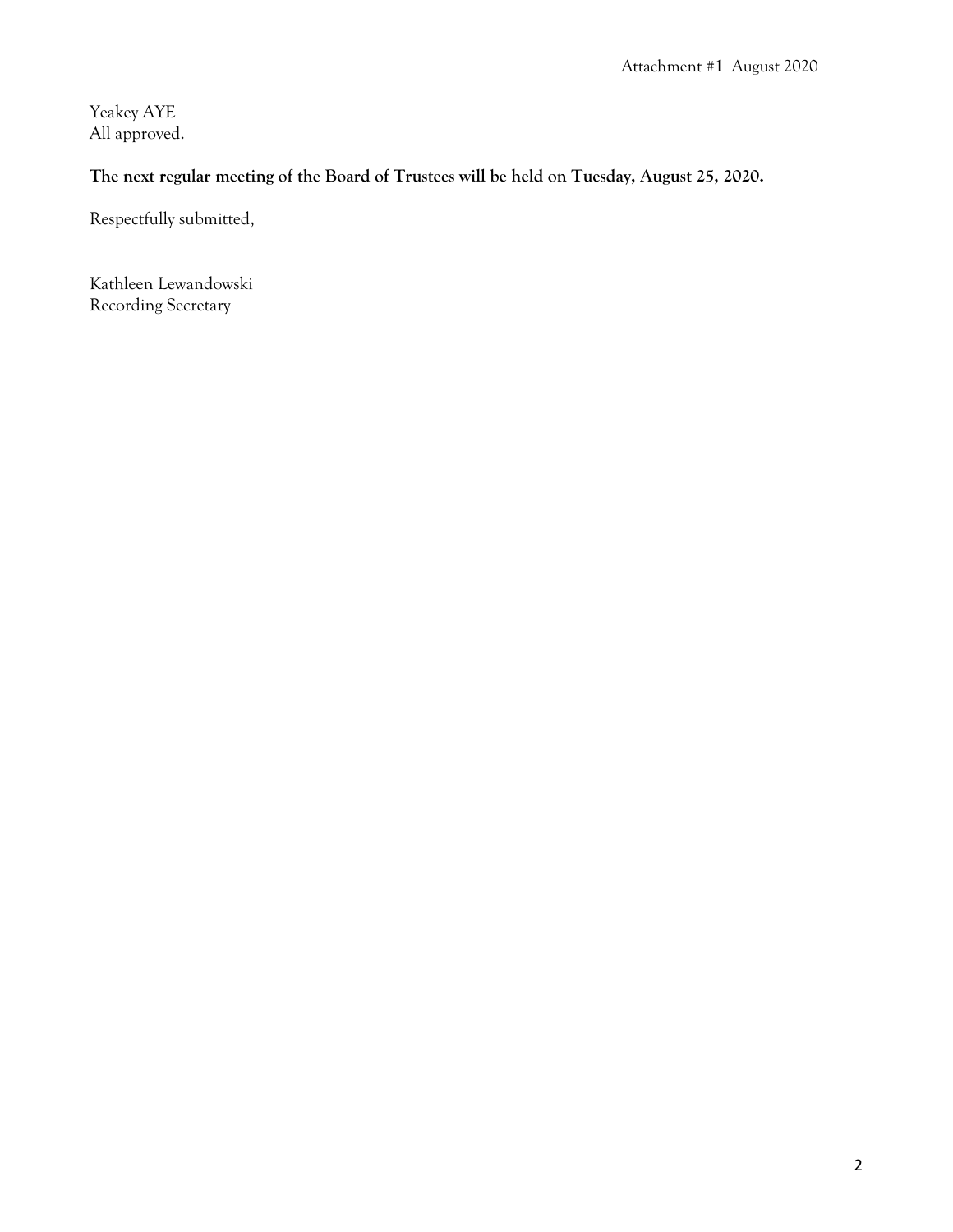Yeakey AYE
All approved.

**The next regular meeting of the Board of Trustees will be held on Tuesday, August 25, 2020.**

Respectfully submitted,

Kathleen Lewandowski
Recording Secretary